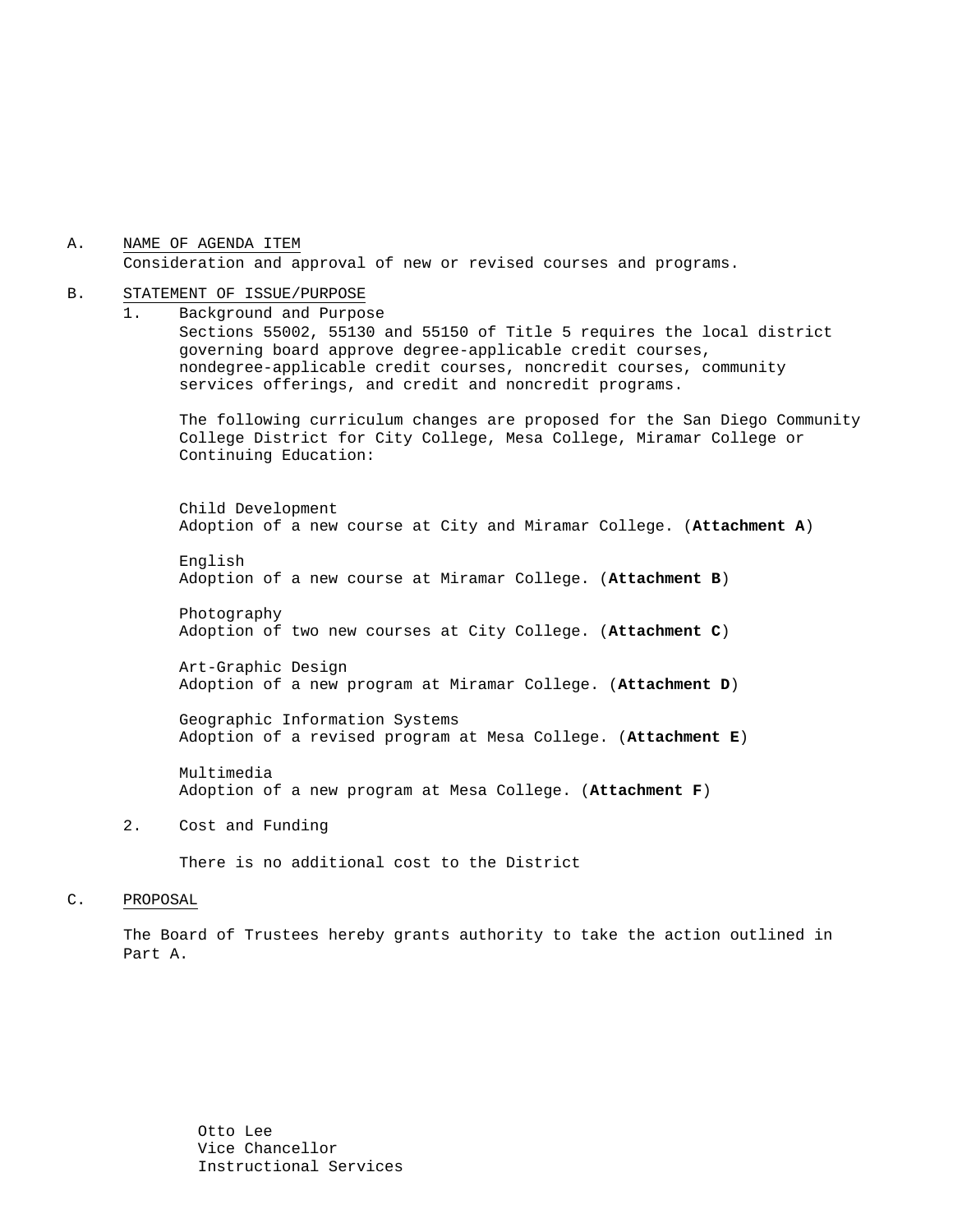A. NAME OF AGENDA ITEM

Consideration and approval of new or revised courses and programs.

B. STATEMENT OF ISSUE/PURPOSE

1. Background and Purpose

   Sections 55002, 55130 and 55150 of Title 5 requires the local district governing board approve degree-applicable credit courses, nondegree-applicable credit courses, noncredit courses, community services offerings, and credit and noncredit programs.

   The following curriculum changes are proposed for the San Diego Community College District for City College, Mesa College, Miramar College or Continuing Education:

   Child Development
   Adoption of a new course at City and Miramar College. (**Attachment A**)

   English
   Adoption of a new course at Miramar College. (**Attachment B**)

   Photography
   Adoption of two new courses at City College. (**Attachment C**)

   Art-Graphic Design
   Adoption of a new program at Miramar College. (**Attachment D**)

   Geographic Information Systems
   Adoption of a revised program at Mesa College. (**Attachment E**)

   Multimedia
   Adoption of a new program at Mesa College. (**Attachment F**)

2. Cost and Funding

   There is no additional cost to the District

C. PROPOSAL

The Board of Trustees hereby grants authority to take the action outlined in Part A.

Otto Lee
Vice Chancellor
Instructional Services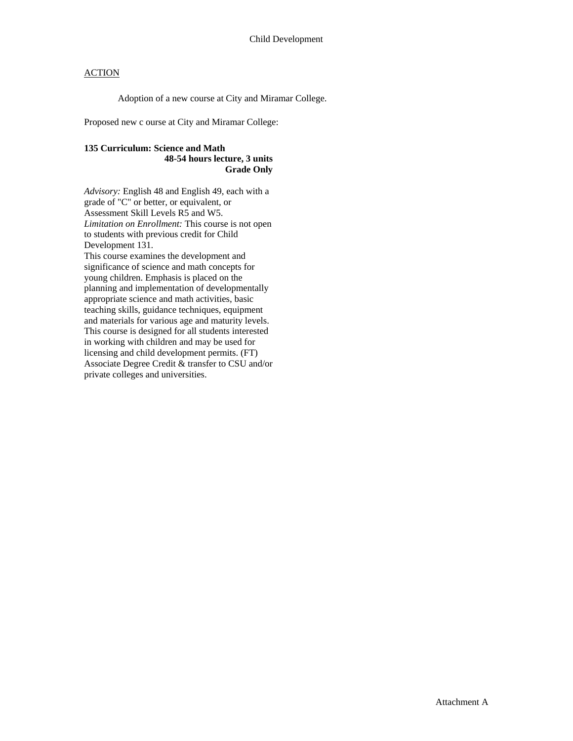Child Development

<u>ACTION</u>

Adoption of a new course at City and Miramar College.

Proposed new c ourse at City and Miramar College:

**135 Curriculum: Science and Math**
**48-54 hours lecture, 3 units**
**Grade Only**

*Advisory:* English 48 and English 49, each with a grade of "C" or better, or equivalent, or Assessment Skill Levels R5 and W5.
*Limitation on Enrollment:* This course is not open to students with previous credit for Child Development 131.
This course examines the development and significance of science and math concepts for young children. Emphasis is placed on the planning and implementation of developmentally appropriate science and math activities, basic teaching skills, guidance techniques, equipment and materials for various age and maturity levels. This course is designed for all students interested in working with children and may be used for licensing and child development permits. (FT) Associate Degree Credit & transfer to CSU and/or private colleges and universities.

Attachment A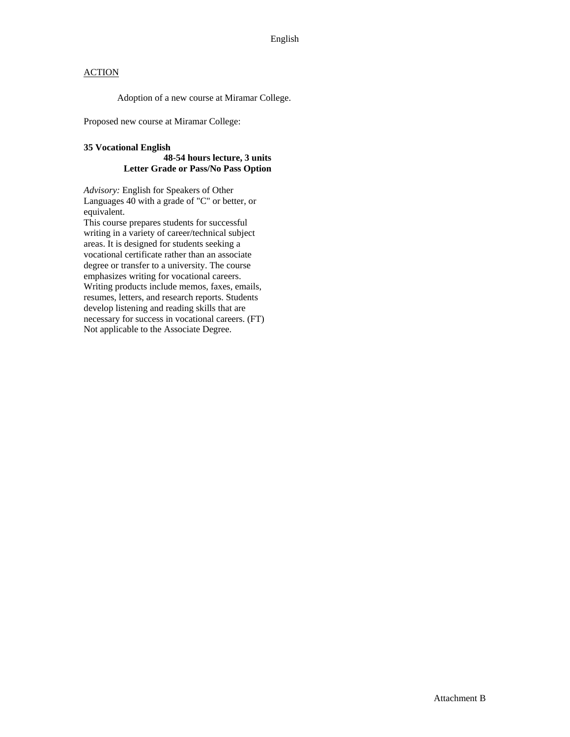English

ACTION

Adoption of a new course at Miramar College.

Proposed new course at Miramar College:

**35 Vocational English**
**48-54 hours lecture, 3 units**
**Letter Grade or Pass/No Pass Option**

*Advisory:* English for Speakers of Other Languages 40 with a grade of "C" or better, or equivalent.
This course prepares students for successful writing in a variety of career/technical subject areas. It is designed for students seeking a vocational certificate rather than an associate degree or transfer to a university. The course emphasizes writing for vocational careers. Writing products include memos, faxes, emails, resumes, letters, and research reports. Students develop listening and reading skills that are necessary for success in vocational careers. (FT) Not applicable to the Associate Degree.

Attachment B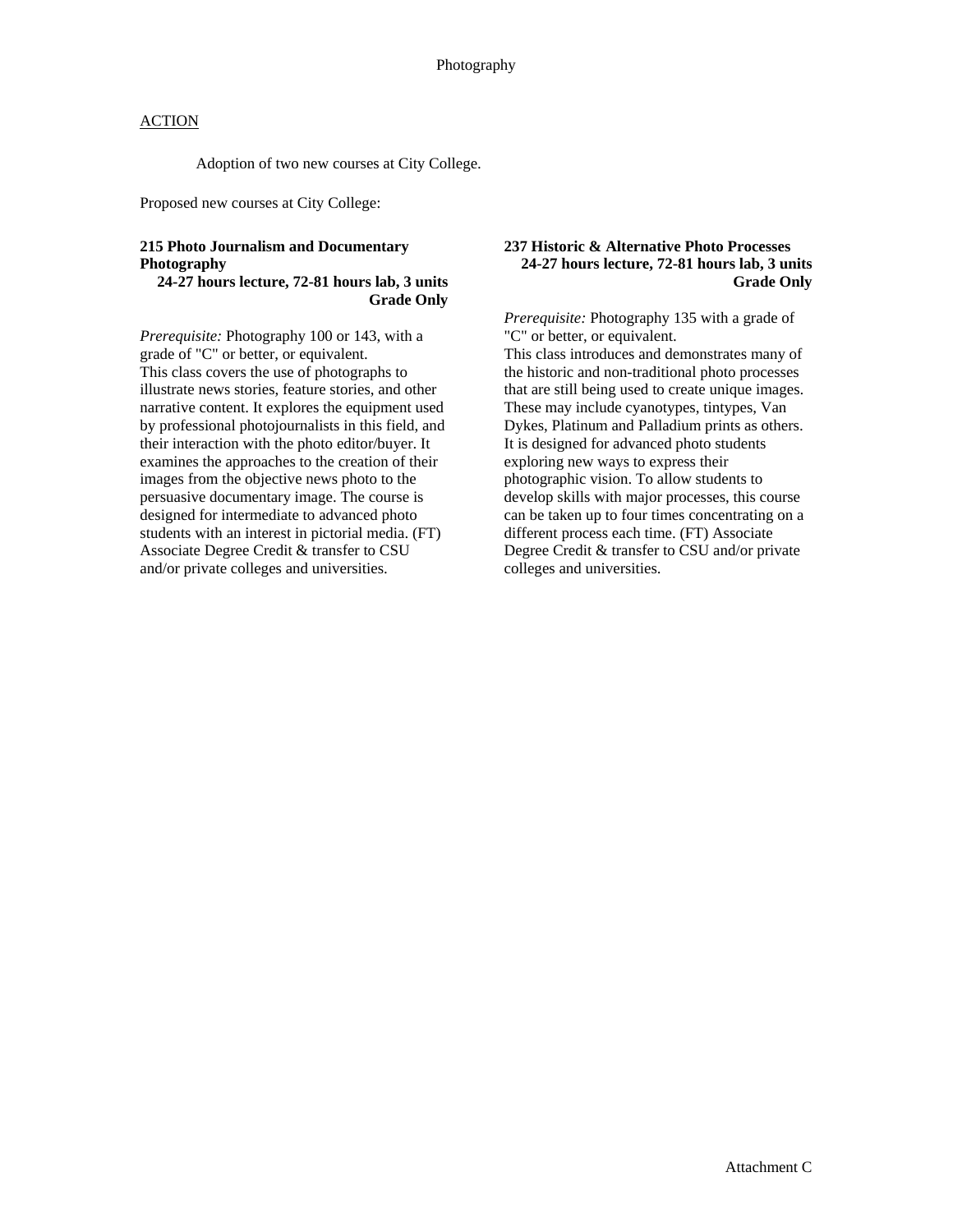# Photography

## ACTION

Adoption of two new courses at City College.

Proposed new courses at City College:

**215 Photo Journalism and Documentary Photography**
**24-27 hours lecture, 72-81 hours lab, 3 units**
**Grade Only**

*Prerequisite:* Photography 100 or 143, with a grade of "C" or better, or equivalent.
This class covers the use of photographs to illustrate news stories, feature stories, and other narrative content. It explores the equipment used by professional photojournalists in this field, and their interaction with the photo editor/buyer. It examines the approaches to the creation of their images from the objective news photo to the persuasive documentary image. The course is designed for intermediate to advanced photo students with an interest in pictorial media. (FT) Associate Degree Credit & transfer to CSU and/or private colleges and universities.

**237 Historic & Alternative Photo Processes**
**24-27 hours lecture, 72-81 hours lab, 3 units**
**Grade Only**

*Prerequisite:* Photography 135 with a grade of "C" or better, or equivalent.
This class introduces and demonstrates many of the historic and non-traditional photo processes that are still being used to create unique images. These may include cyanotypes, tintypes, Van Dykes, Platinum and Palladium prints as others. It is designed for advanced photo students exploring new ways to express their photographic vision. To allow students to develop skills with major processes, this course can be taken up to four times concentrating on a different process each time. (FT) Associate Degree Credit & transfer to CSU and/or private colleges and universities.

Attachment C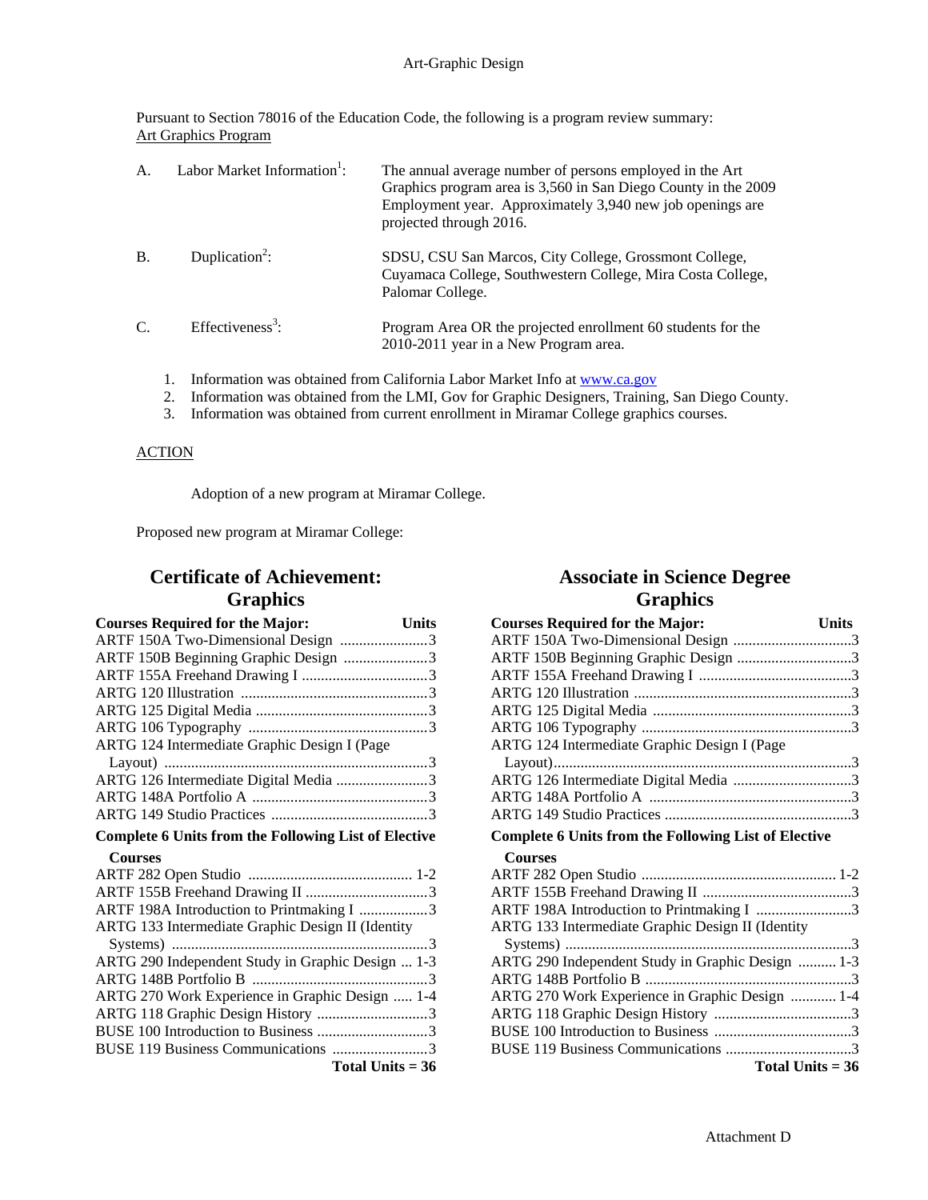# Art-Graphic Design

Pursuant to Section 78016 of the Education Code, the following is a program review summary:
Art Graphics Program

A. Labor Market Information[1]: The annual average number of persons employed in the Art Graphics program area is 3,560 in San Diego County in the 2009 Employment year. Approximately 3,940 new job openings are projected through 2016.

B. Duplication[2]: SDSU, CSU San Marcos, City College, Grossmont College, Cuyamaca College, Southwestern College, Mira Costa College, Palomar College.

C. Effectiveness[3]: Program Area OR the projected enrollment 60 students for the 2010-2011 year in a New Program area.

1. Information was obtained from California Labor Market Info at www.ca.gov
2. Information was obtained from the LMI, Gov for Graphic Designers, Training, San Diego County.
3. Information was obtained from current enrollment in Miramar College graphics courses.

ACTION

Adoption of a new program at Miramar College.

Proposed new program at Miramar College:

## Certificate of Achievement: Graphics

| Courses Required for the Major: | Units |
|---|---|
| ARTF 150A Two-Dimensional Design | 3 |
| ARTF 150B Beginning Graphic Design | 3 |
| ARTF 155A Freehand Drawing I | 3 |
| ARTG 120 Illustration | 3 |
| ARTG 125 Digital Media | 3 |
| ARTG 106 Typography | 3 |
| ARTG 124 Intermediate Graphic Design I (Page Layout) | 3 |
| ARTG 126 Intermediate Digital Media | 3 |
| ARTG 148A Portfolio A | 3 |
| ARTG 149 Studio Practices | 3 |
| **Complete 6 Units from the Following List of Elective Courses** | |
| ARTF 282 Open Studio | 1-2 |
| ARTF 155B Freehand Drawing II | 3 |
| ARTF 198A Introduction to Printmaking I | 3 |
| ARTG 133 Intermediate Graphic Design II (Identity Systems) | 3 |
| ARTG 290 Independent Study in Graphic Design | 1-3 |
| ARTG 148B Portfolio B | 3 |
| ARTG 270 Work Experience in Graphic Design | 1-4 |
| ARTG 118 Graphic Design History | 3 |
| BUSE 100 Introduction to Business | 3 |
| BUSE 119 Business Communications | 3 |
| **Total Units = 36** | |

## Associate in Science Degree Graphics

| Courses Required for the Major: | Units |
|---|---|
| ARTF 150A Two-Dimensional Design | 3 |
| ARTF 150B Beginning Graphic Design | 3 |
| ARTF 155A Freehand Drawing I | 3 |
| ARTG 120 Illustration | 3 |
| ARTG 125 Digital Media | 3 |
| ARTG 106 Typography | 3 |
| ARTG 124 Intermediate Graphic Design I (Page Layout) | 3 |
| ARTG 126 Intermediate Digital Media | 3 |
| ARTG 148A Portfolio A | 3 |
| ARTG 149 Studio Practices | 3 |
| **Complete 6 Units from the Following List of Elective Courses** | |
| ARTF 282 Open Studio | 1-2 |
| ARTF 155B Freehand Drawing II | 3 |
| ARTF 198A Introduction to Printmaking I | 3 |
| ARTG 133 Intermediate Graphic Design II (Identity Systems) | 3 |
| ARTG 290 Independent Study in Graphic Design | 1-3 |
| ARTG 148B Portfolio B | 3 |
| ARTG 270 Work Experience in Graphic Design | 1-4 |
| ARTG 118 Graphic Design History | 3 |
| BUSE 100 Introduction to Business | 3 |
| BUSE 119 Business Communications | 3 |
| **Total Units = 36** | |

Attachment D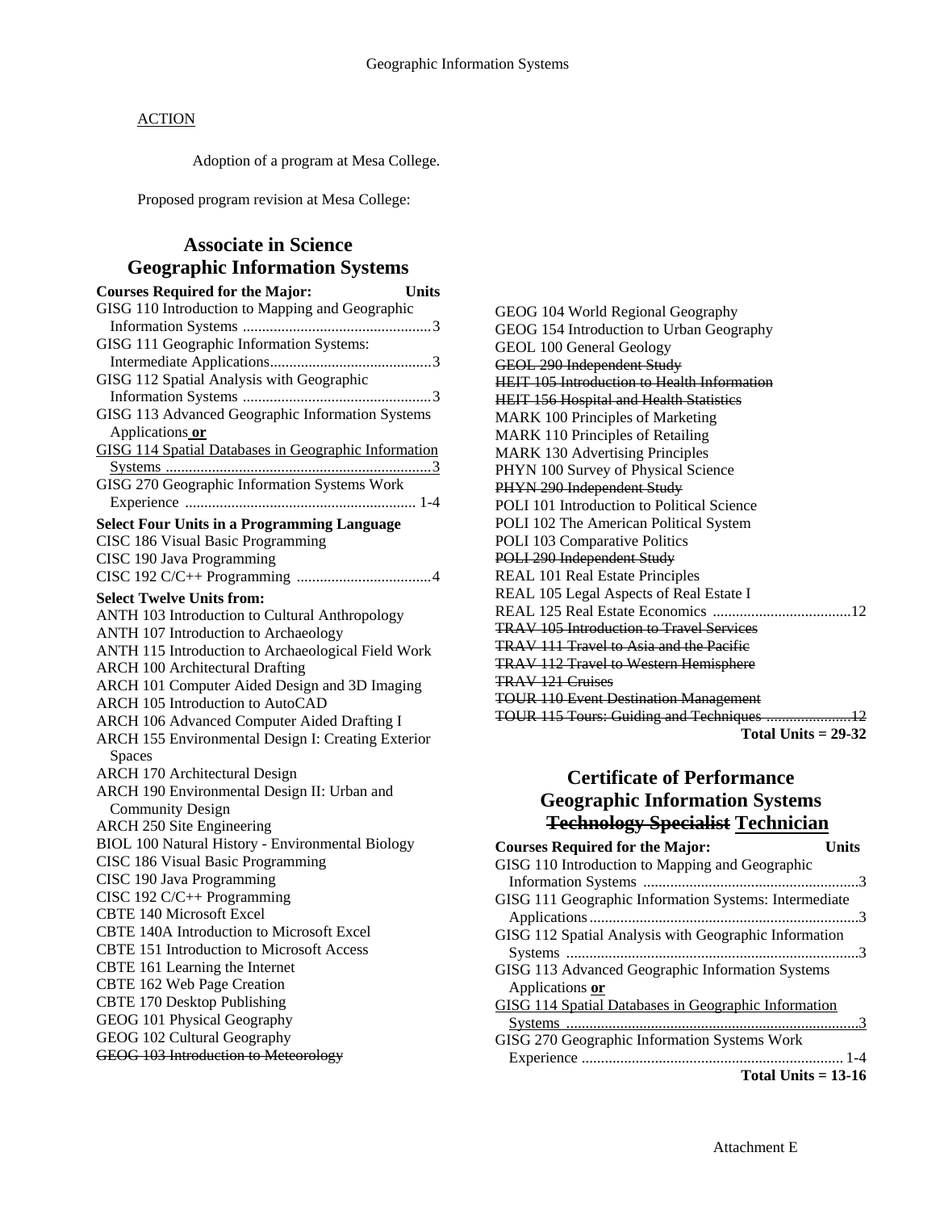<u>ACTION</u>

Adoption of a program at Mesa College.

Proposed program revision at Mesa College:

## Associate in Science
## Geographic Information Systems

**Courses Required for the Major: Units**

GISG 110 Introduction to Mapping and Geographic Information Systems ....3
GISG 111 Geographic Information Systems: Intermediate Applications....3
GISG 112 Spatial Analysis with Geographic Information Systems ....3
GISG 113 Advanced Geographic Information Systems Applications **<u>or</u>**
<u>GISG 114 Spatial Databases in Geographic Information Systems ....3</u>
GISG 270 Geographic Information Systems Work Experience .... 1-4

**Select Four Units in a Programming Language**

CISC 186 Visual Basic Programming
CISC 190 Java Programming
CISC 192 C/C++ Programming ....4

**Select Twelve Units from:**

ANTH 103 Introduction to Cultural Anthropology
ANTH 107 Introduction to Archaeology
ANTH 115 Introduction to Archaeological Field Work
ARCH 100 Architectural Drafting
ARCH 101 Computer Aided Design and 3D Imaging
ARCH 105 Introduction to AutoCAD
ARCH 106 Advanced Computer Aided Drafting I
ARCH 155 Environmental Design I: Creating Exterior Spaces
ARCH 170 Architectural Design
ARCH 190 Environmental Design II: Urban and Community Design
ARCH 250 Site Engineering
BIOL 100 Natural History - Environmental Biology
CISC 186 Visual Basic Programming
CISC 190 Java Programming
CISC 192 C/C++ Programming
CBTE 140 Microsoft Excel
CBTE 140A Introduction to Microsoft Excel
CBTE 151 Introduction to Microsoft Access
CBTE 161 Learning the Internet
CBTE 162 Web Page Creation
CBTE 170 Desktop Publishing
GEOG 101 Physical Geography
GEOG 102 Cultural Geography
~~GEOG 103 Introduction to Meteorology~~
GEOG 104 World Regional Geography
GEOG 154 Introduction to Urban Geography
GEOL 100 General Geology
~~GEOL 290 Independent Study~~
~~HEIT 105 Introduction to Health Information~~
~~HEIT 156 Hospital and Health Statistics~~
MARK 100 Principles of Marketing
MARK 110 Principles of Retailing
MARK 130 Advertising Principles
PHYN 100 Survey of Physical Science
~~PHYN 290 Independent Study~~
POLI 101 Introduction to Political Science
POLI 102 The American Political System
POLI 103 Comparative Politics
~~POLI 290 Independent Study~~
REAL 101 Real Estate Principles
REAL 105 Legal Aspects of Real Estate I
REAL 125 Real Estate Economics ....12
~~TRAV 105 Introduction to Travel Services~~
~~TRAV 111 Travel to Asia and the Pacific~~
~~TRAV 112 Travel to Western Hemisphere~~
~~TRAV 121 Cruises~~
~~TOUR 110 Event Destination Management~~
~~TOUR 115 Tours: Guiding and Techniques ....12~~

**Total Units = 29-32**

## Certificate of Performance
## Geographic Information Systems ~~Technology Specialist~~ <u>Technician</u>

**Courses Required for the Major: Units**

GISG 110 Introduction to Mapping and Geographic Information Systems ....3
GISG 111 Geographic Information Systems: Intermediate Applications....3
GISG 112 Spatial Analysis with Geographic Information Systems ....3
GISG 113 Advanced Geographic Information Systems Applications **<u>or</u>**
<u>GISG 114 Spatial Databases in Geographic Information Systems ....3</u>
GISG 270 Geographic Information Systems Work Experience .... 1-4

**Total Units = 13-16**

Attachment E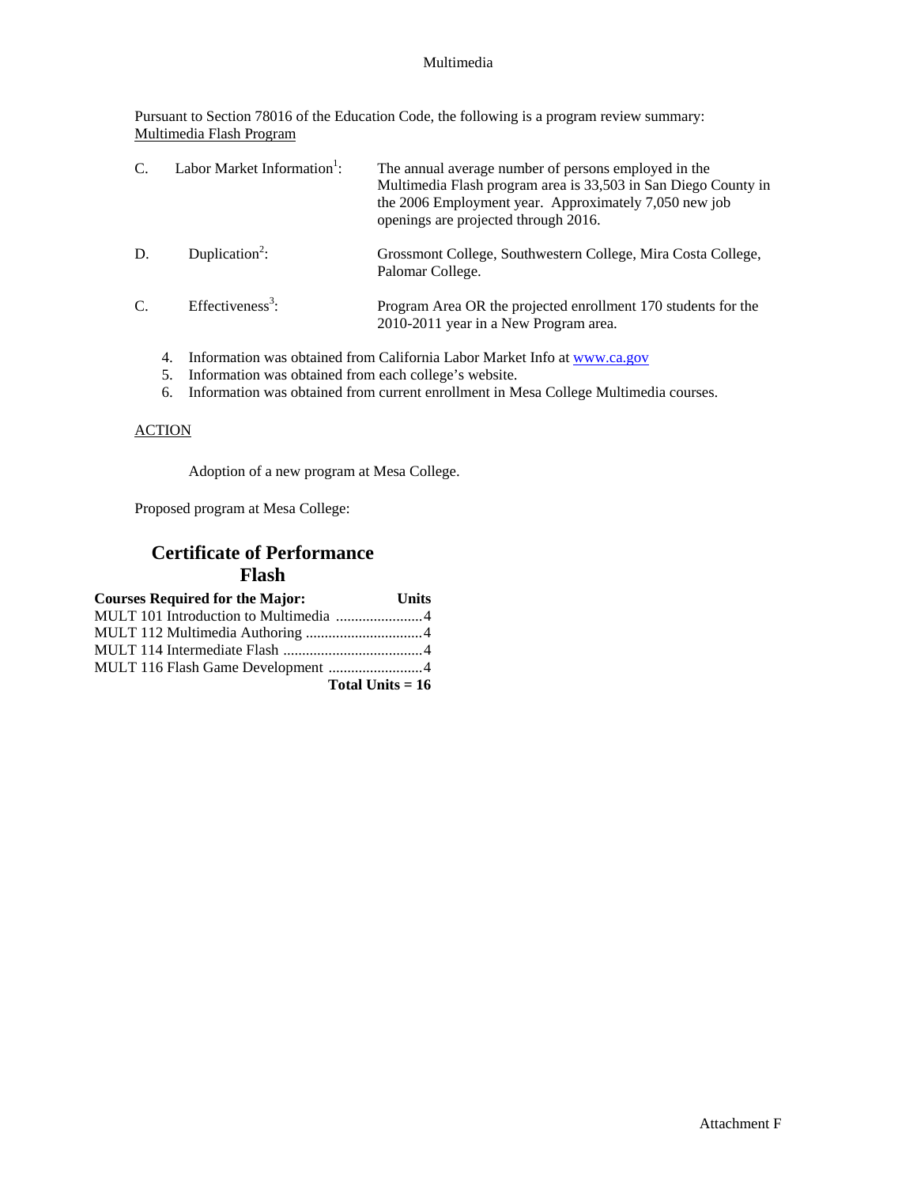Pursuant to Section 78016 of the Education Code, the following is a program review summary:
Multimedia Flash Program

| | | |
|---|---|---|
| C. | Labor Market Information[1]: | The annual average number of persons employed in the Multimedia Flash program area is 33,503 in San Diego County in the 2006 Employment year. Approximately 7,050 new job openings are projected through 2016. |
| D. | Duplication[2]: | Grossmont College, Southwestern College, Mira Costa College, Palomar College. |
| C. | Effectiveness[3]: | Program Area OR the projected enrollment 170 students for the 2010-2011 year in a New Program area. |

4. Information was obtained from California Labor Market Info at www.ca.gov
5. Information was obtained from each college's website.
6. Information was obtained from current enrollment in Mesa College Multimedia courses.

ACTION

Adoption of a new program at Mesa College.

Proposed program at Mesa College:

## Certificate of Performance
## Flash

| Courses Required for the Major: | Units |
|---|---|
| MULT 101 Introduction to Multimedia | 4 |
| MULT 112 Multimedia Authoring | 4 |
| MULT 114 Intermediate Flash | 4 |
| MULT 116 Flash Game Development | 4 |
| | **Total Units = 16** |